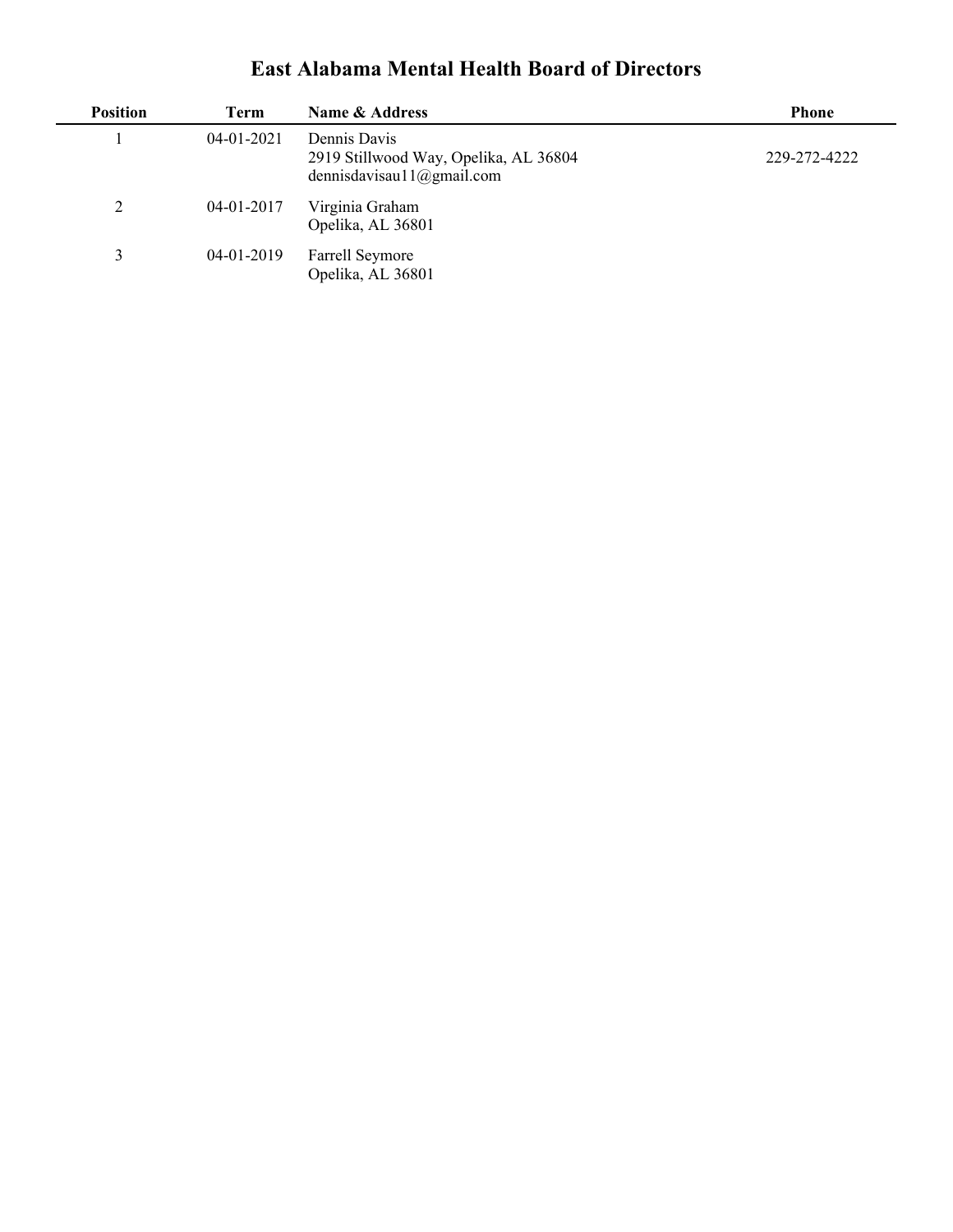# East Alabama Mental Health Board of Directors

| Position | Term | Name & Address | Phone |
|---|---|---|---|
| 1 | 04-01-2021 | Dennis Davis<br>2919 Stillwood Way, Opelika, AL 36804<br>dennisdavisau11@gmail.com | 229-272-4222 |
| 2 | 04-01-2017 | Virginia Graham<br>Opelika, AL 36801 | |
| 3 | 04-01-2019 | Farrell Seymore<br>Opelika, AL 36801 | |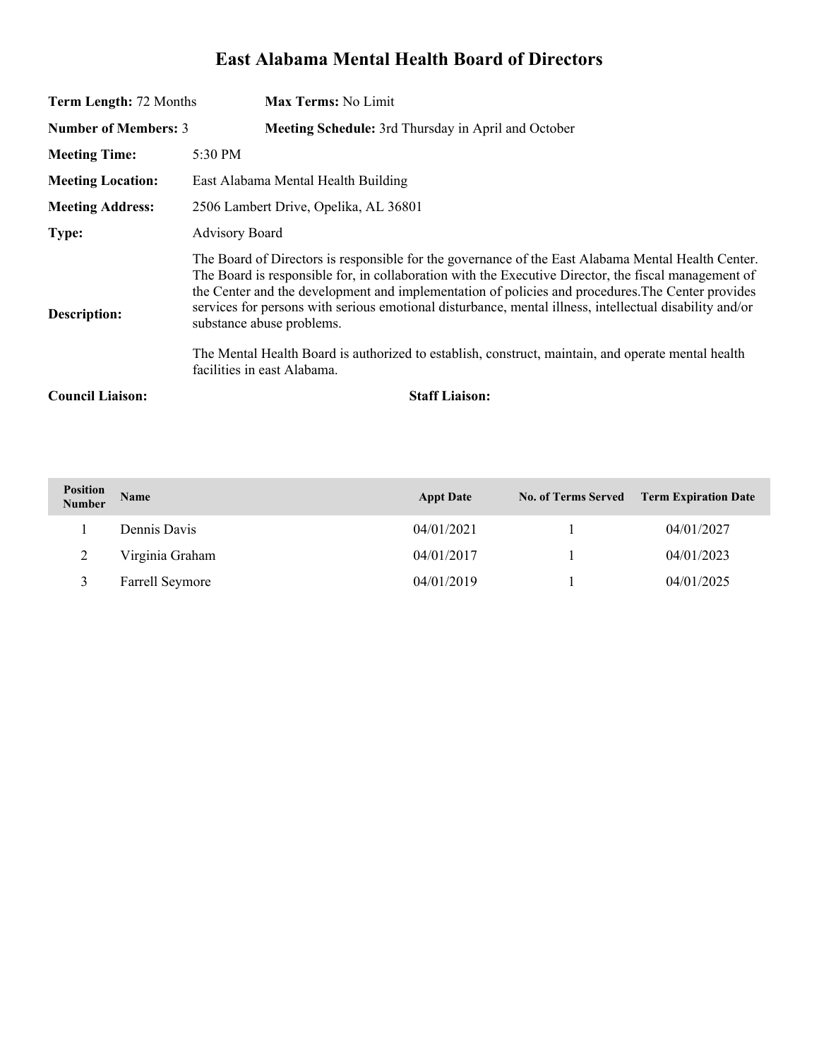# East Alabama Mental Health Board of Directors

**Term Length:** 72 Months **Max Terms:** No Limit

**Number of Members:** 3 **Meeting Schedule:** 3rd Thursday in April and October

**Meeting Time:** 5:30 PM

**Meeting Location:** East Alabama Mental Health Building

**Meeting Address:** 2506 Lambert Drive, Opelika, AL 36801

**Type:** Advisory Board

**Description:** The Board of Directors is responsible for the governance of the East Alabama Mental Health Center. The Board is responsible for, in collaboration with the Executive Director, the fiscal management of the Center and the development and implementation of policies and procedures.The Center provides services for persons with serious emotional disturbance, mental illness, intellectual disability and/or substance abuse problems.

The Mental Health Board is authorized to establish, construct, maintain, and operate mental health facilities in east Alabama.

**Council Liaison:** **Staff Liaison:**

| Position Number | Name | Appt Date | No. of Terms Served | Term Expiration Date |
|---|---|---|---|---|
| 1 | Dennis Davis | 04/01/2021 | 1 | 04/01/2027 |
| 2 | Virginia Graham | 04/01/2017 | 1 | 04/01/2023 |
| 3 | Farrell Seymore | 04/01/2019 | 1 | 04/01/2025 |